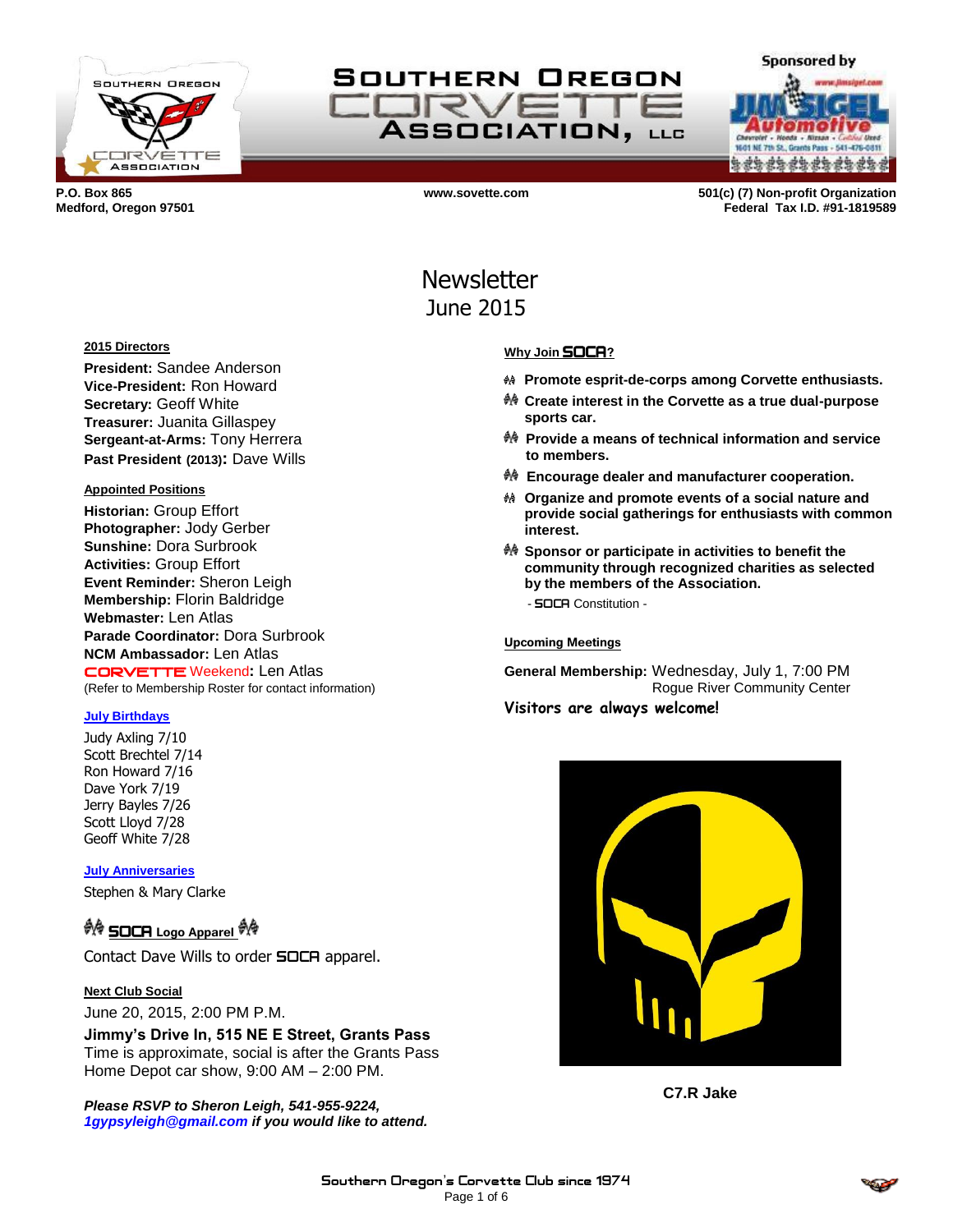# Southern Oregon Corvette Association, LLC

Sponsored by Jim Sigel Automotive

P.O. Box 865
Medford, Oregon 97501

www.sovette.com

501(c) (7) Non-profit Organization
Federal Tax I.D. #91-1819589

# Newsletter
## June 2015

**2015 Directors**

**President:** Sandee Anderson
**Vice-President:** Ron Howard
**Secretary:** Geoff White
**Treasurer:** Juanita Gillaspey
**Sergeant-at-Arms:** Tony Herrera
**Past President (2013):** Dave Wills

**Appointed Positions**

**Historian:** Group Effort
**Photographer:** Jody Gerber
**Sunshine:** Dora Surbrook
**Activities:** Group Effort
**Event Reminder:** Sheron Leigh
**Membership:** Florin Baldridge
**Webmaster:** Len Atlas
**Parade Coordinator:** Dora Surbrook
**NCM Ambassador:** Len Atlas
**CORVETTE Weekend:** Len Atlas
(Refer to Membership Roster for contact information)

**July Birthdays**

Judy Axling 7/10
Scott Brechtel 7/14
Ron Howard 7/16
Dave York 7/19
Jerry Bayles 7/26
Scott Lloyd 7/28
Geoff White 7/28

**July Anniversaries**

Stephen & Mary Clarke

**SOCA Logo Apparel**

Contact Dave Wills to order SOCA apparel.

**Next Club Social**

June 20, 2015, 2:00 PM P.M.
**Jimmy's Drive In, 515 NE E Street, Grants Pass**
Time is approximate, social is after the Grants Pass Home Depot car show, 9:00 AM – 2:00 PM.

***Please RSVP to Sheron Leigh, 541-955-9224, 1gypsyleigh@gmail.com if you would like to attend.***

**Why Join SOCA?**

- **Promote esprit-de-corps among Corvette enthusiasts.**
- **Create interest in the Corvette as a true dual-purpose sports car.**
- **Provide a means of technical information and service to members.**
- **Encourage dealer and manufacturer cooperation.**
- **Organize and promote events of a social nature and provide social gatherings for enthusiasts with common interest.**
- **Sponsor or participate in activities to benefit the community through recognized charities as selected by the members of the Association.**

- SOCA Constitution -

**Upcoming Meetings**

**General Membership:** Wednesday, July 1, 7:00 PM
Rogue River Community Center

**Visitors are always welcome!**

**C7.R Jake**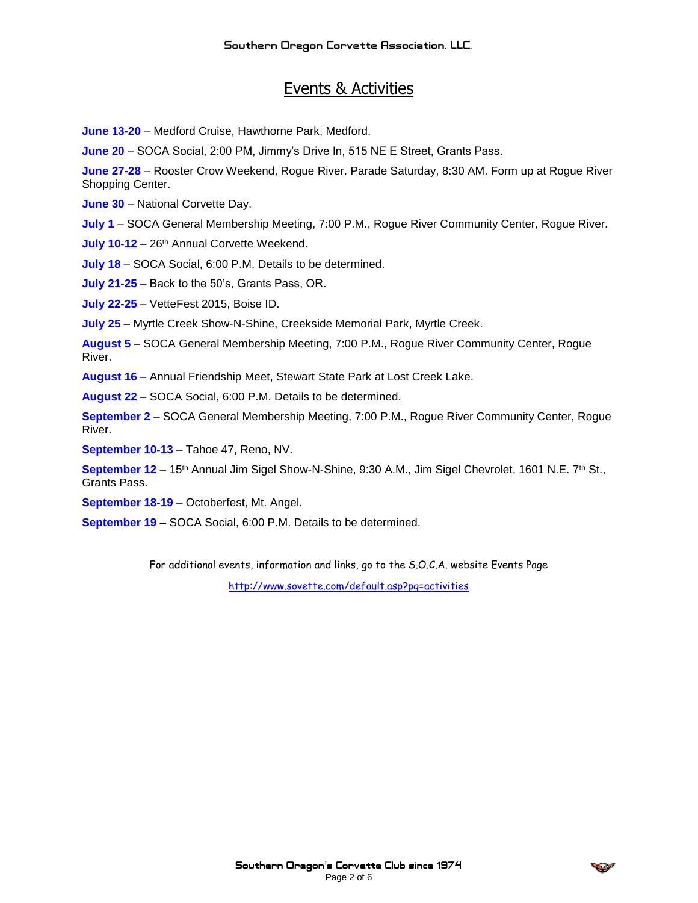# Events & Activities

**June 13-20** – Medford Cruise, Hawthorne Park, Medford.

**June 20** – SOCA Social, 2:00 PM, Jimmy's Drive In, 515 NE E Street, Grants Pass.

**June 27-28** – Rooster Crow Weekend, Rogue River. Parade Saturday, 8:30 AM. Form up at Rogue River Shopping Center.

**June 30** – National Corvette Day.

**July 1** – SOCA General Membership Meeting, 7:00 P.M., Rogue River Community Center, Rogue River.

**July 10-12** – 26th Annual Corvette Weekend.

**July 18** – SOCA Social, 6:00 P.M. Details to be determined.

**July 21-25** – Back to the 50's, Grants Pass, OR.

**July 22-25** – VetteFest 2015, Boise ID.

**July 25** – Myrtle Creek Show-N-Shine, Creekside Memorial Park, Myrtle Creek.

**August 5** – SOCA General Membership Meeting, 7:00 P.M., Rogue River Community Center, Rogue River.

**August 16** – Annual Friendship Meet, Stewart State Park at Lost Creek Lake.

**August 22** – SOCA Social, 6:00 P.M. Details to be determined.

**September 2** – SOCA General Membership Meeting, 7:00 P.M., Rogue River Community Center, Rogue River.

**September 10-13** – Tahoe 47, Reno, NV.

**September 12** – 15th Annual Jim Sigel Show-N-Shine, 9:30 A.M., Jim Sigel Chevrolet, 1601 N.E. 7th St., Grants Pass.

**September 18-19** – Octoberfest, Mt. Angel.

**September 19** – SOCA Social, 6:00 P.M. Details to be determined.

For additional events, information and links, go to the S.O.C.A. website Events Page

http://www.sovette.com/default.asp?pg=activities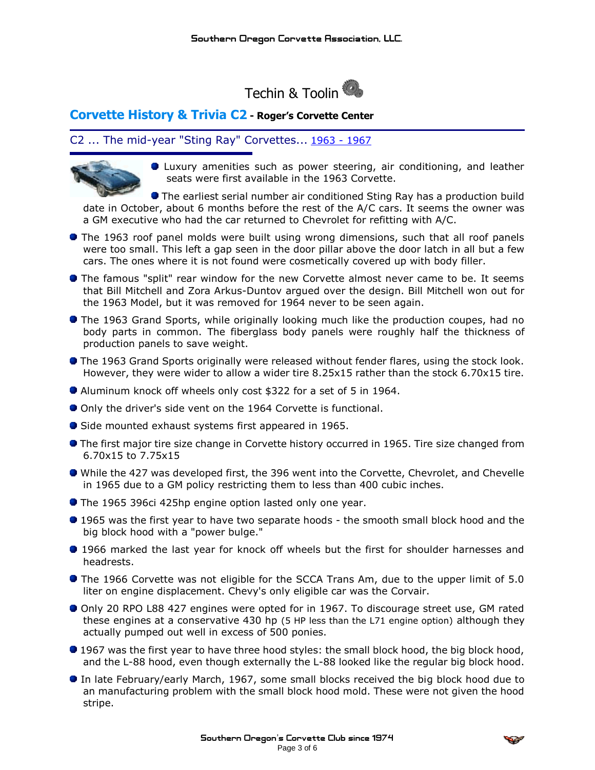# Techin & Toolin

## Corvette History & Trivia C2 - Roger's Corvette Center

### C2 ... The mid-year "Sting Ray" Corvettes... 1963 - 1967

- Luxury amenities such as power steering, air conditioning, and leather seats were first available in the 1963 Corvette.
- The earliest serial number air conditioned Sting Ray has a production build date in October, about 6 months before the rest of the A/C cars. It seems the owner was a GM executive who had the car returned to Chevrolet for refitting with A/C.
- The 1963 roof panel molds were built using wrong dimensions, such that all roof panels were too small. This left a gap seen in the door pillar above the door latch in all but a few cars. The ones where it is not found were cosmetically covered up with body filler.
- The famous "split" rear window for the new Corvette almost never came to be. It seems that Bill Mitchell and Zora Arkus-Duntov argued over the design. Bill Mitchell won out for the 1963 Model, but it was removed for 1964 never to be seen again.
- The 1963 Grand Sports, while originally looking much like the production coupes, had no body parts in common. The fiberglass body panels were roughly half the thickness of production panels to save weight.
- The 1963 Grand Sports originally were released without fender flares, using the stock look. However, they were wider to allow a wider tire 8.25x15 rather than the stock 6.70x15 tire.
- Aluminum knock off wheels only cost $322 for a set of 5 in 1964.
- Only the driver's side vent on the 1964 Corvette is functional.
- Side mounted exhaust systems first appeared in 1965.
- The first major tire size change in Corvette history occurred in 1965. Tire size changed from 6.70x15 to 7.75x15
- While the 427 was developed first, the 396 went into the Corvette, Chevrolet, and Chevelle in 1965 due to a GM policy restricting them to less than 400 cubic inches.
- The 1965 396ci 425hp engine option lasted only one year.
- 1965 was the first year to have two separate hoods - the smooth small block hood and the big block hood with a "power bulge."
- 1966 marked the last year for knock off wheels but the first for shoulder harnesses and headrests.
- The 1966 Corvette was not eligible for the SCCA Trans Am, due to the upper limit of 5.0 liter on engine displacement. Chevy's only eligible car was the Corvair.
- Only 20 RPO L88 427 engines were opted for in 1967. To discourage street use, GM rated these engines at a conservative 430 hp (5 HP less than the L71 engine option) although they actually pumped out well in excess of 500 ponies.
- 1967 was the first year to have three hood styles: the small block hood, the big block hood, and the L-88 hood, even though externally the L-88 looked like the regular big block hood.
- In late February/early March, 1967, some small blocks received the big block hood due to an manufacturing problem with the small block hood mold. These were not given the hood stripe.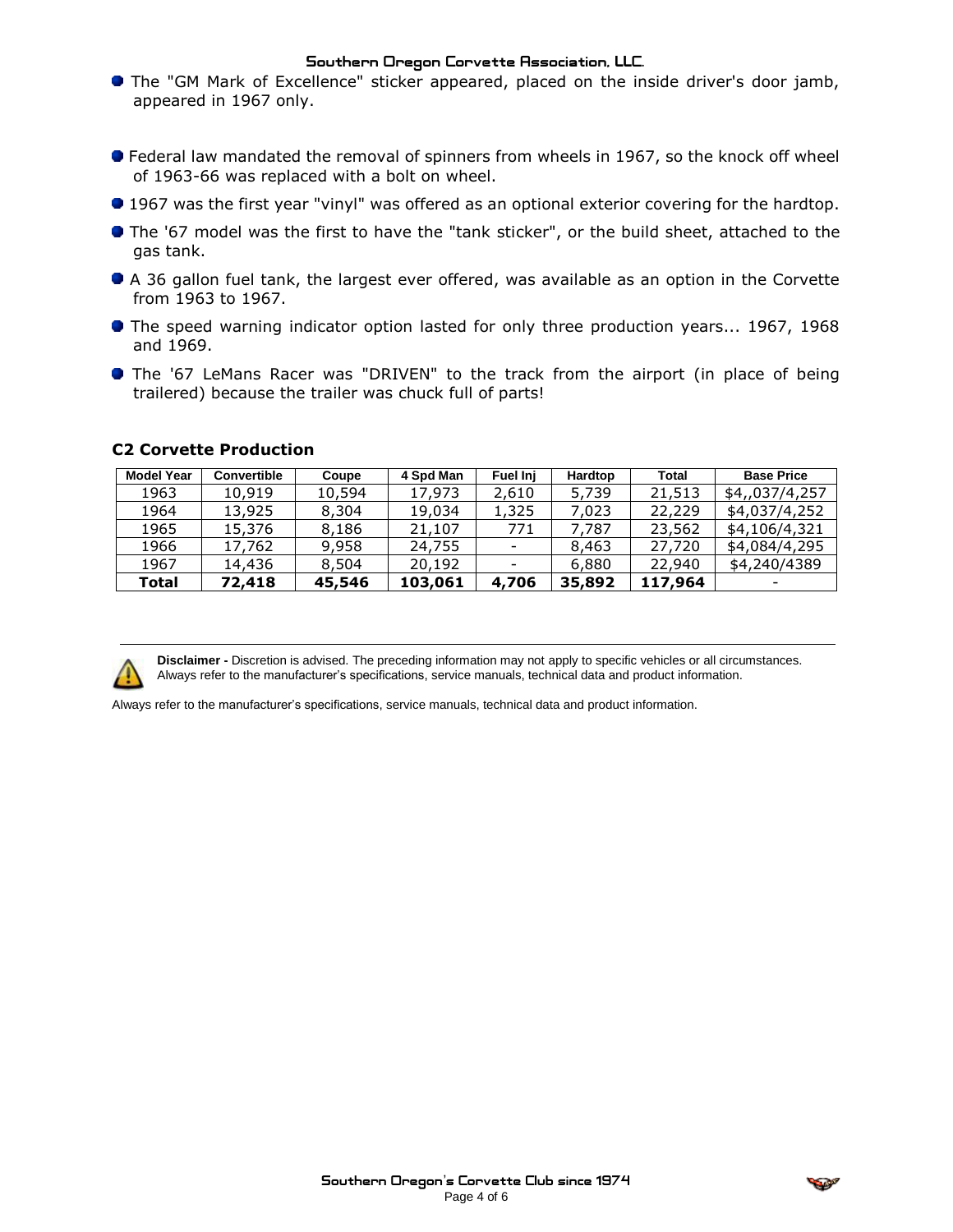- The "GM Mark of Excellence" sticker appeared, placed on the inside driver's door jamb, appeared in 1967 only.

- Federal law mandated the removal of spinners from wheels in 1967, so the knock off wheel of 1963-66 was replaced with a bolt on wheel.
- 1967 was the first year "vinyl" was offered as an optional exterior covering for the hardtop.
- The '67 model was the first to have the "tank sticker", or the build sheet, attached to the gas tank.
- A 36 gallon fuel tank, the largest ever offered, was available as an option in the Corvette from 1963 to 1967.
- The speed warning indicator option lasted for only three production years... 1967, 1968 and 1969.
- The '67 LeMans Racer was "DRIVEN" to the track from the airport (in place of being trailered) because the trailer was chuck full of parts!

### C2 Corvette Production

| Model Year | Convertible | Coupe | 4 Spd Man | Fuel Inj | Hardtop | Total | Base Price |
|---|---|---|---|---|---|---|---|
| 1963 | 10,919 | 10,594 | 17,973 | 2,610 | 5,739 | 21,513 | $4,,037/4,257 |
| 1964 | 13,925 | 8,304 | 19,034 | 1,325 | 7,023 | 22,229 | $4,037/4,252 |
| 1965 | 15,376 | 8,186 | 21,107 | 771 | 7,787 | 23,562 | $4,106/4,321 |
| 1966 | 17,762 | 9,958 | 24,755 | - | 8,463 | 27,720 | $4,084/4,295 |
| 1967 | 14,436 | 8,504 | 20,192 | - | 6,880 | 22,940 | $4,240/4389 |
| **Total** | **72,418** | **45,546** | **103,061** | **4,706** | **35,892** | **117,964** | - |

**Disclaimer -** Discretion is advised. The preceding information may not apply to specific vehicles or all circumstances. Always refer to the manufacturer's specifications, service manuals, technical data and product information.

Always refer to the manufacturer's specifications, service manuals, technical data and product information.